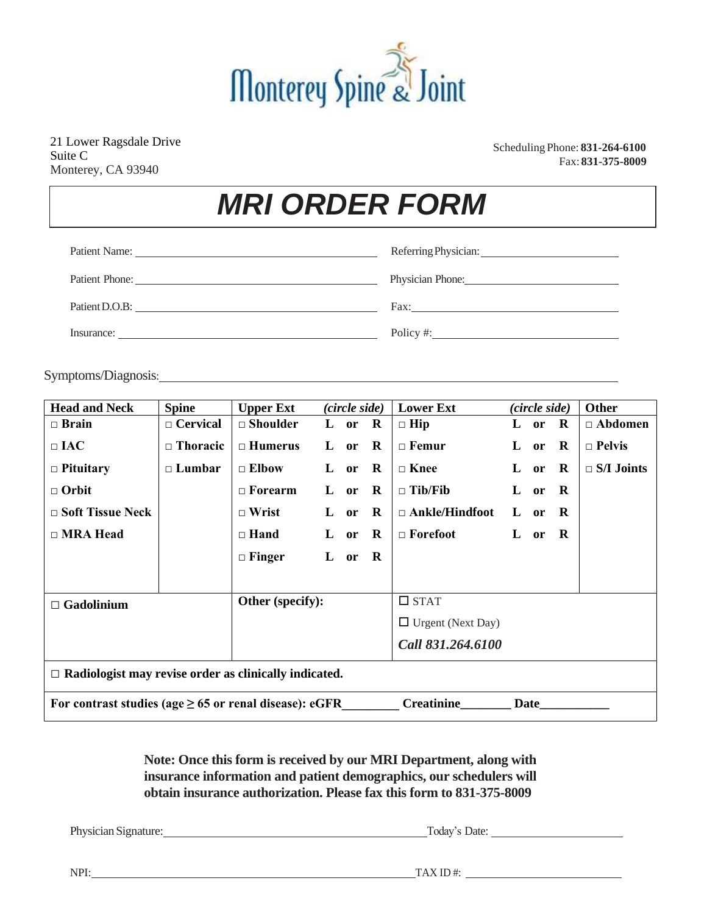Monterey Spine & Joint

21 Lower Ragsdale Drive
Suite C
Monterey, CA 93940

Scheduling Phone: **831-264-6100**
Fax: **831-375-8009**

# *MRI ORDER FORM*

Patient Name: ______________________ Referring Physician: ______________________

Patient Phone: ______________________ Physician Phone: ______________________

Patient D.O.B: ______________________ Fax: ______________________

Insurance: ______________________ Policy #: ______________________

Symptoms/Diagnosis: ______________________________________________

| **Head and Neck** | **Spine** | **Upper Ext** *(circle side)* | **Lower Ext** *(circle side)* | **Other** |
|---|---|---|---|---|
| □ **Brain** | □ **Cervical** | □ **Shoulder** **L or R** | □ **Hip** **L or R** | □ **Abdomen** |
| □ **IAC** | □ **Thoracic** | □ **Humerus** **L or R** | □ **Femur** **L or R** | □ **Pelvis** |
| □ **Pituitary** | □ **Lumbar** | □ **Elbow** **L or R** | □ **Knee** **L or R** | □ **S/I Joints** |
| □ **Orbit** | | □ **Forearm** **L or R** | □ **Tib/Fib** **L or R** | |
| □ **Soft Tissue Neck** | | □ **Wrist** **L or R** | □ **Ankle/Hindfoot** **L or R** | |
| □ **MRA Head** | | □ **Hand** **L or R** | □ **Forefoot** **L or R** | |
| | | □ **Finger** **L or R** | | |

| □ **Gadolinium** | **Other (specify):** | ☐ STAT<br>☐ Urgent (Next Day)<br>***Call 831.264.6100*** |
|---|---|---|

□ **Radiologist may revise order as clinically indicated.**

**For contrast studies (age ≥ 65 or renal disease): eGFR________ Creatinine________ Date__________**

**Note: Once this form is received by our MRI Department, along with insurance information and patient demographics, our schedulers will obtain insurance authorization. Please fax this form to 831-375-8009**

Physician Signature: ______________________ Today's Date: ______________________

NPI: ______________________ TAX ID #: ______________________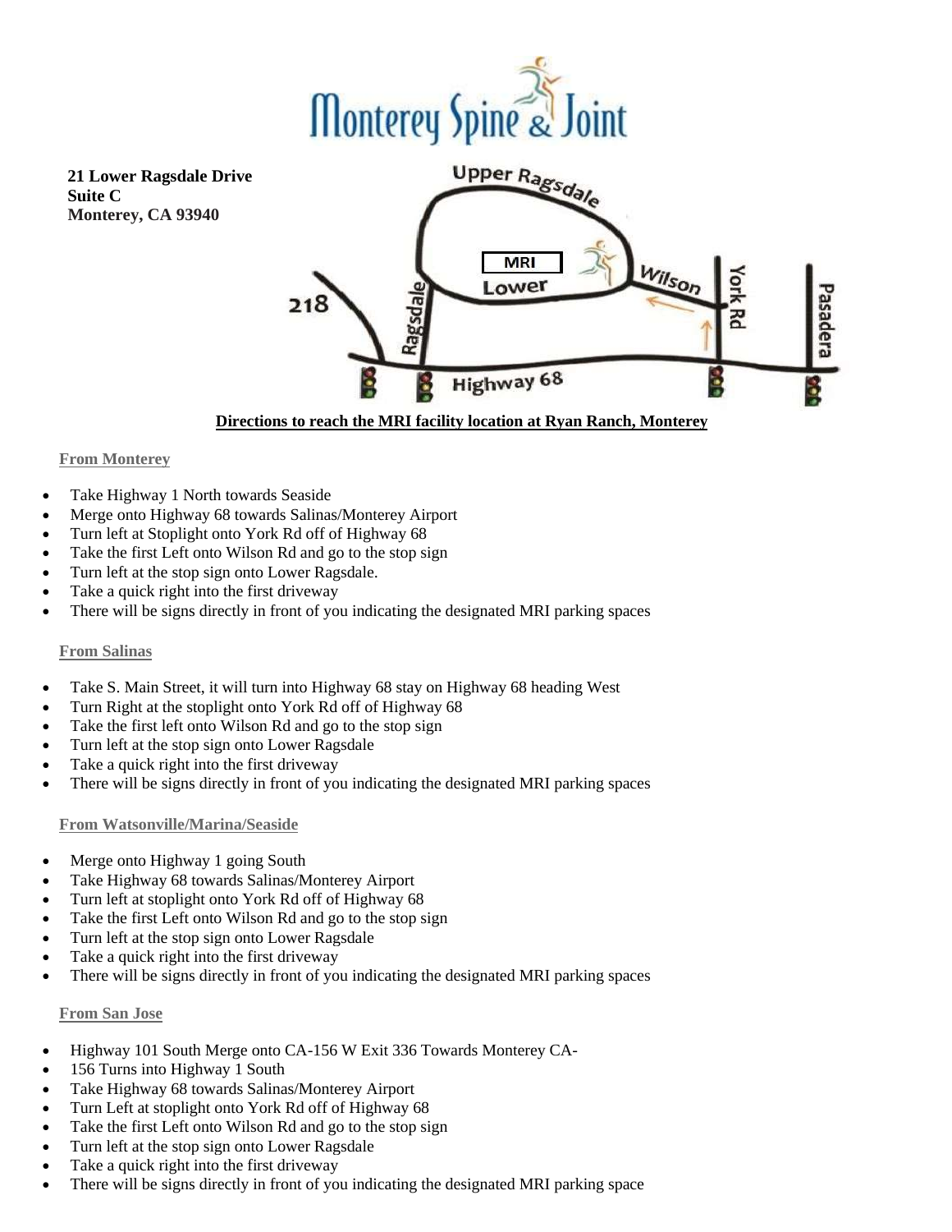# Monterey Spine & Joint

**21 Lower Ragsdale Drive**
**Suite C**
**Monterey, CA 93940**

Upper Ragsdale
MRI
Lower
Wilson
York Rd
Pasadera
218
Ragsdale
Highway 68

**Directions to reach the MRI facility location at Ryan Ranch, Monterey**

## From Monterey

- Take Highway 1 North towards Seaside
- Merge onto Highway 68 towards Salinas/Monterey Airport
- Turn left at Stoplight onto York Rd off of Highway 68
- Take the first Left onto Wilson Rd and go to the stop sign
- Turn left at the stop sign onto Lower Ragsdale.
- Take a quick right into the first driveway
- There will be signs directly in front of you indicating the designated MRI parking spaces

## From Salinas

- Take S. Main Street, it will turn into Highway 68 stay on Highway 68 heading West
- Turn Right at the stoplight onto York Rd off of Highway 68
- Take the first left onto Wilson Rd and go to the stop sign
- Turn left at the stop sign onto Lower Ragsdale
- Take a quick right into the first driveway
- There will be signs directly in front of you indicating the designated MRI parking spaces

## From Watsonville/Marina/Seaside

- Merge onto Highway 1 going South
- Take Highway 68 towards Salinas/Monterey Airport
- Turn left at stoplight onto York Rd off of Highway 68
- Take the first Left onto Wilson Rd and go to the stop sign
- Turn left at the stop sign onto Lower Ragsdale
- Take a quick right into the first driveway
- There will be signs directly in front of you indicating the designated MRI parking spaces

## From San Jose

- Highway 101 South Merge onto CA-156 W Exit 336 Towards Monterey CA-
- 156 Turns into Highway 1 South
- Take Highway 68 towards Salinas/Monterey Airport
- Turn Left at stoplight onto York Rd off of Highway 68
- Take the first Left onto Wilson Rd and go to the stop sign
- Turn left at the stop sign onto Lower Ragsdale
- Take a quick right into the first driveway
- There will be signs directly in front of you indicating the designated MRI parking space